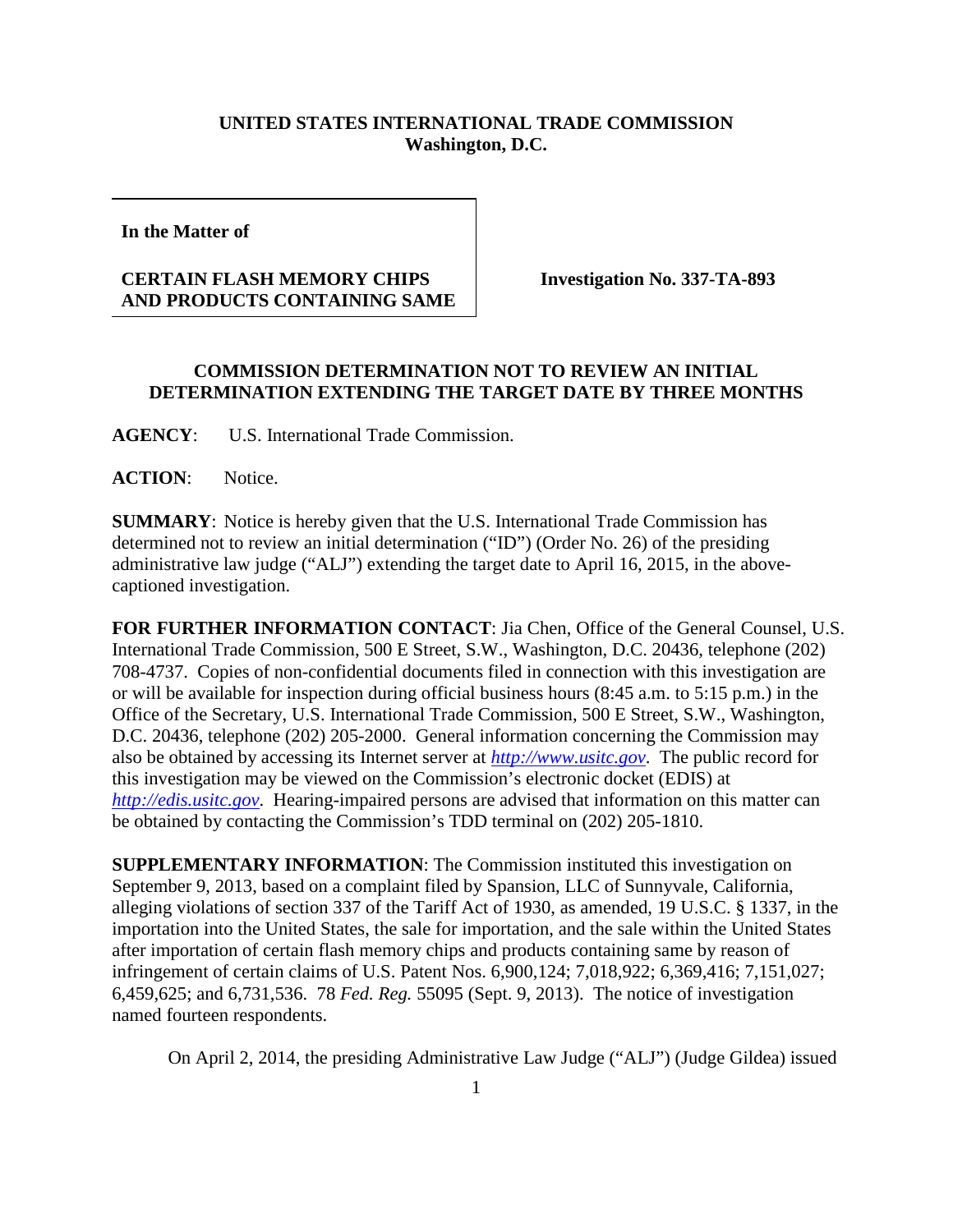**UNITED STATES INTERNATIONAL TRADE COMMISSION**
**Washington, D.C.**

| **In the Matter of**<br><br>**CERTAIN FLASH MEMORY CHIPS AND PRODUCTS CONTAINING SAME** | **Investigation No. 337-TA-893** |
|---|---|

## COMMISSION DETERMINATION NOT TO REVIEW AN INITIAL DETERMINATION EXTENDING THE TARGET DATE BY THREE MONTHS

**AGENCY**: U.S. International Trade Commission.

**ACTION**: Notice.

**SUMMARY**: Notice is hereby given that the U.S. International Trade Commission has determined not to review an initial determination ("ID") (Order No. 26) of the presiding administrative law judge ("ALJ") extending the target date to April 16, 2015, in the above-captioned investigation.

**FOR FURTHER INFORMATION CONTACT**: Jia Chen, Office of the General Counsel, U.S. International Trade Commission, 500 E Street, S.W., Washington, D.C. 20436, telephone (202) 708-4737. Copies of non-confidential documents filed in connection with this investigation are or will be available for inspection during official business hours (8:45 a.m. to 5:15 p.m.) in the Office of the Secretary, U.S. International Trade Commission, 500 E Street, S.W., Washington, D.C. 20436, telephone (202) 205-2000. General information concerning the Commission may also be obtained by accessing its Internet server at *http://www.usitc.gov*. The public record for this investigation may be viewed on the Commission's electronic docket (EDIS) at *http://edis.usitc.gov*. Hearing-impaired persons are advised that information on this matter can be obtained by contacting the Commission's TDD terminal on (202) 205-1810.

**SUPPLEMENTARY INFORMATION**: The Commission instituted this investigation on September 9, 2013, based on a complaint filed by Spansion, LLC of Sunnyvale, California, alleging violations of section 337 of the Tariff Act of 1930, as amended, 19 U.S.C. § 1337, in the importation into the United States, the sale for importation, and the sale within the United States after importation of certain flash memory chips and products containing same by reason of infringement of certain claims of U.S. Patent Nos. 6,900,124; 7,018,922; 6,369,416; 7,151,027; 6,459,625; and 6,731,536. 78 *Fed. Reg.* 55095 (Sept. 9, 2013). The notice of investigation named fourteen respondents.

On April 2, 2014, the presiding Administrative Law Judge ("ALJ") (Judge Gildea) issued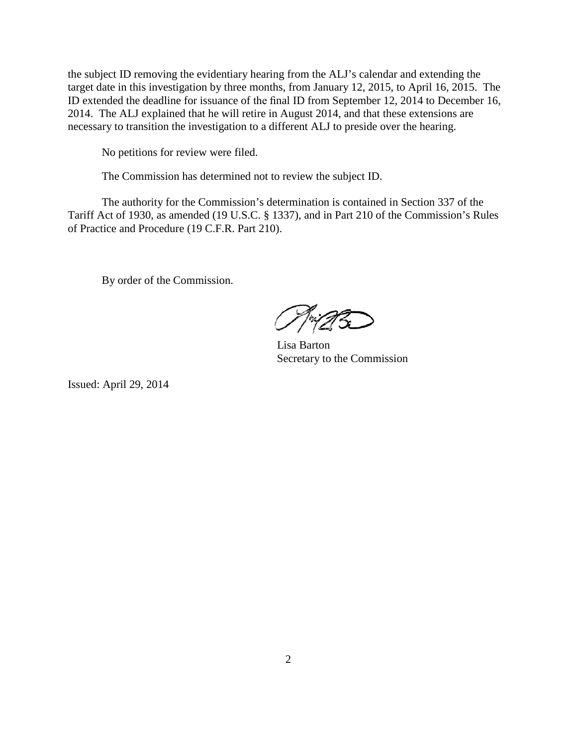the subject ID removing the evidentiary hearing from the ALJ's calendar and extending the target date in this investigation by three months, from January 12, 2015, to April 16, 2015. The ID extended the deadline for issuance of the final ID from September 12, 2014 to December 16, 2014. The ALJ explained that he will retire in August 2014, and that these extensions are necessary to transition the investigation to a different ALJ to preside over the hearing.

No petitions for review were filed.

The Commission has determined not to review the subject ID.

The authority for the Commission's determination is contained in Section 337 of the Tariff Act of 1930, as amended (19 U.S.C. § 1337), and in Part 210 of the Commission's Rules of Practice and Procedure (19 C.F.R. Part 210).

By order of the Commission.

Lisa Barton
Secretary to the Commission

Issued: April 29, 2014